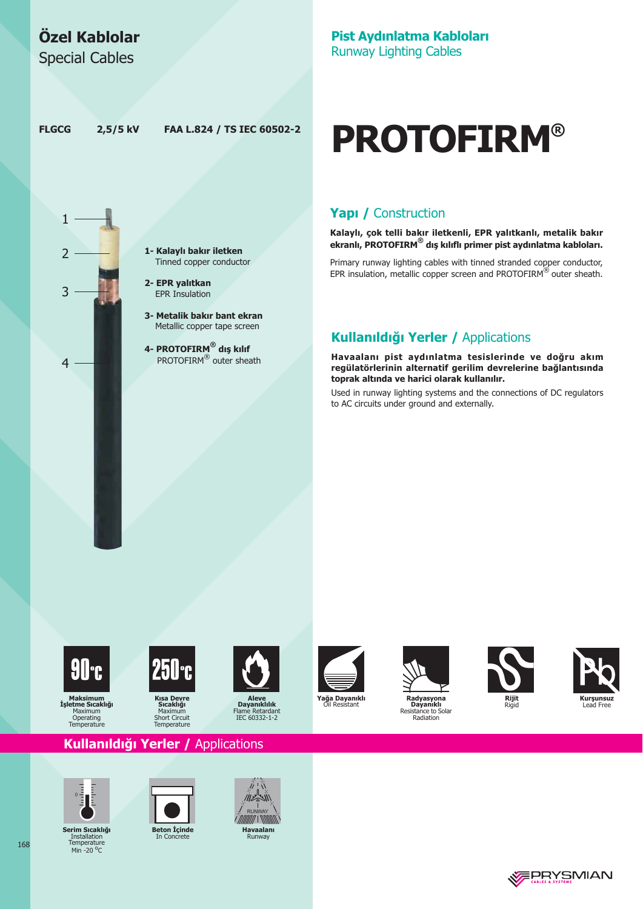# Özel Kablolar
Special Cables

## Pist Aydınlatma Kabloları
Runway Lighting Cables

**FLGCG** **2,5/5 kV** **FAA L.824 / TS IEC 60502-2**

# PROTOFIRM®

1. **Kalaylı bakır iletken**
   Tinned copper conductor
2. **EPR yalıtkan**
   EPR Insulation
3. **Metalik bakır bant ekran**
   Metallic copper tape screen
4. **PROTOFIRM® dış kılıf**
   PROTOFIRM® outer sheath

## Yapı / Construction

**Kalaylı, çok telli bakır iletkenli, EPR yalıtkanlı, metalik bakır ekranlı, PROTOFIRM® dış kılıflı primer pist aydınlatma kabloları.**

Primary runway lighting cables with tinned stranded copper conductor, EPR insulation, metallic copper screen and PROTOFIRM® outer sheath.

## Kullanıldığı Yerler / Applications

**Havaalanı pist aydınlatma tesislerinde ve doğru akım regülatörlerinin alternatif gerilim devrelerine bağlantısında toprak altında ve harici olarak kullanılır.**

Used in runway lighting systems and the connections of DC regulators to AC circuits under ground and externally.

- 90°C — **Maksimum İşletme Sıcaklığı** Maximum Operating Temperature
- 250°C — **Kısa Devre Sıcaklığı** Maximum Short Circuit Temperature
- **Aleve Dayanıklılık** Flame Retardant IEC 60332-1-2
- **Yağa Dayanıklı** Oil Resistant
- **Radyasyona Dayanıklı** Resistance to Solar Radiation
- **Rijit** Rigid
- **Kurşunsuz** Lead Free

## Kullanıldığı Yerler / Applications

- **Serim Sıcaklığı** Installation Temperature Min -20 °C
- **Beton İçinde** In Concrete
- **Havaalanı** Runway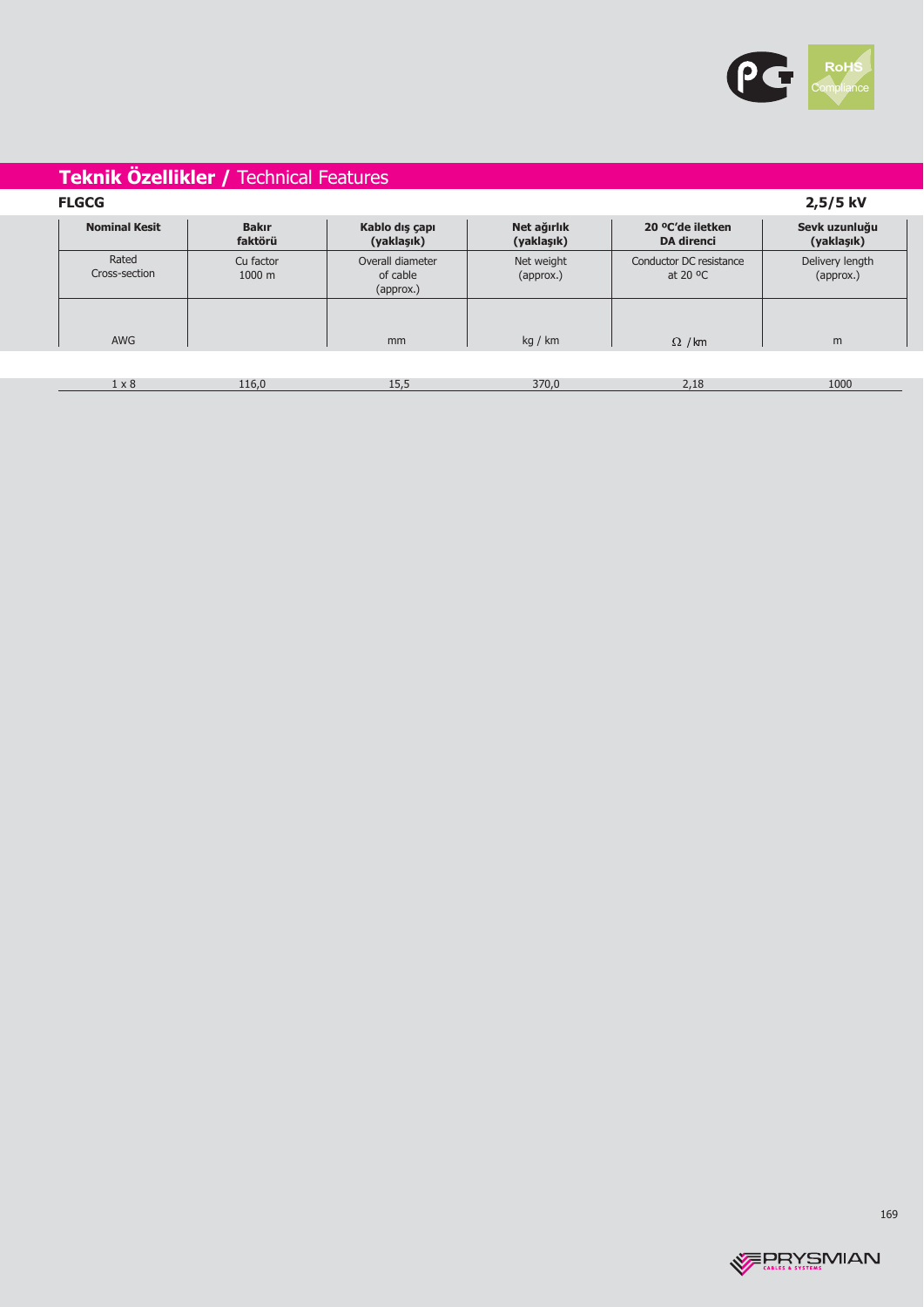## **Teknik Özellikler /** Technical Features

**FLGCG** **2,5/5 kV**

| **Nominal Kesit** Rated Cross-section | **Bakır faktörü** Cu factor 1000 m | **Kablo dış çapı (yaklaşık)** Overall diameter of cable (approx.) | **Net ağırlık (yaklaşık)** Net weight (approx.) | **20 ºC'de iletken DA direnci** Conductor DC resistance at 20 ºC | **Sevk uzunluğu (yaklaşık)** Delivery length (approx.) |
|---|---|---|---|---|---|
| AWG | | mm | kg / km | Ω / km | m |
| 1 x 8 | 116,0 | 15,5 | 370,0 | 2,18 | 1000 |